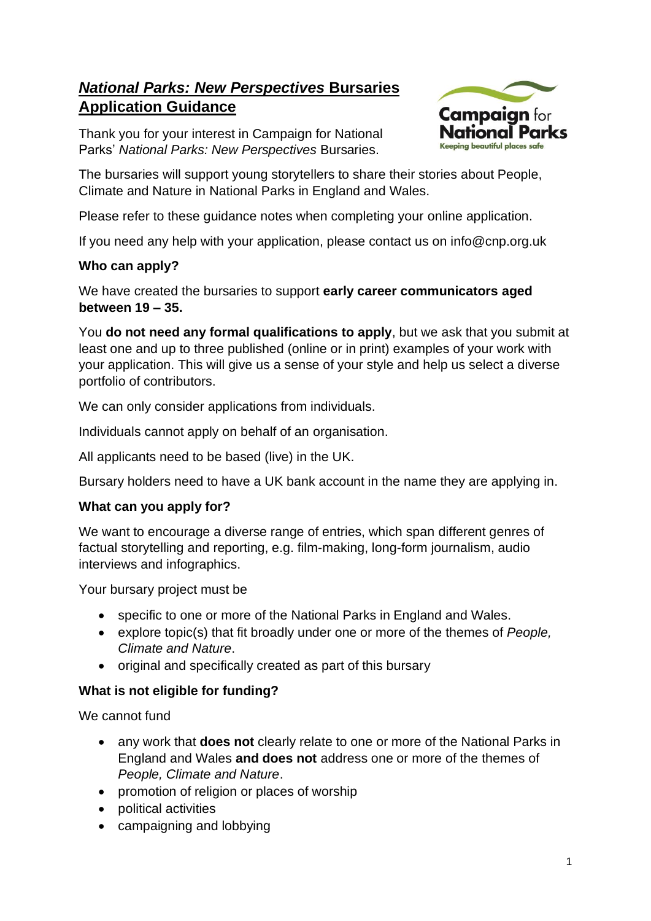# ***National Parks: New Perspectives*** **Bursaries Application Guidance**

Thank you for your interest in Campaign for National Parks' *National Parks: New Perspectives* Bursaries.

The bursaries will support young storytellers to share their stories about People, Climate and Nature in National Parks in England and Wales.

Please refer to these guidance notes when completing your online application.

If you need any help with your application, please contact us on info@cnp.org.uk

**Who can apply?**

We have created the bursaries to support **early career communicators aged between 19 – 35.**

You **do not need any formal qualifications to apply**, but we ask that you submit at least one and up to three published (online or in print) examples of your work with your application. This will give us a sense of your style and help us select a diverse portfolio of contributors.

We can only consider applications from individuals.

Individuals cannot apply on behalf of an organisation.

All applicants need to be based (live) in the UK.

Bursary holders need to have a UK bank account in the name they are applying in.

**What can you apply for?**

We want to encourage a diverse range of entries, which span different genres of factual storytelling and reporting, e.g. film-making, long-form journalism, audio interviews and infographics.

Your bursary project must be

- specific to one or more of the National Parks in England and Wales.
- explore topic(s) that fit broadly under one or more of the themes of *People, Climate and Nature*.
- original and specifically created as part of this bursary

**What is not eligible for funding?**

We cannot fund

- any work that **does not** clearly relate to one or more of the National Parks in England and Wales **and does not** address one or more of the themes of *People, Climate and Nature*.
- promotion of religion or places of worship
- political activities
- campaigning and lobbying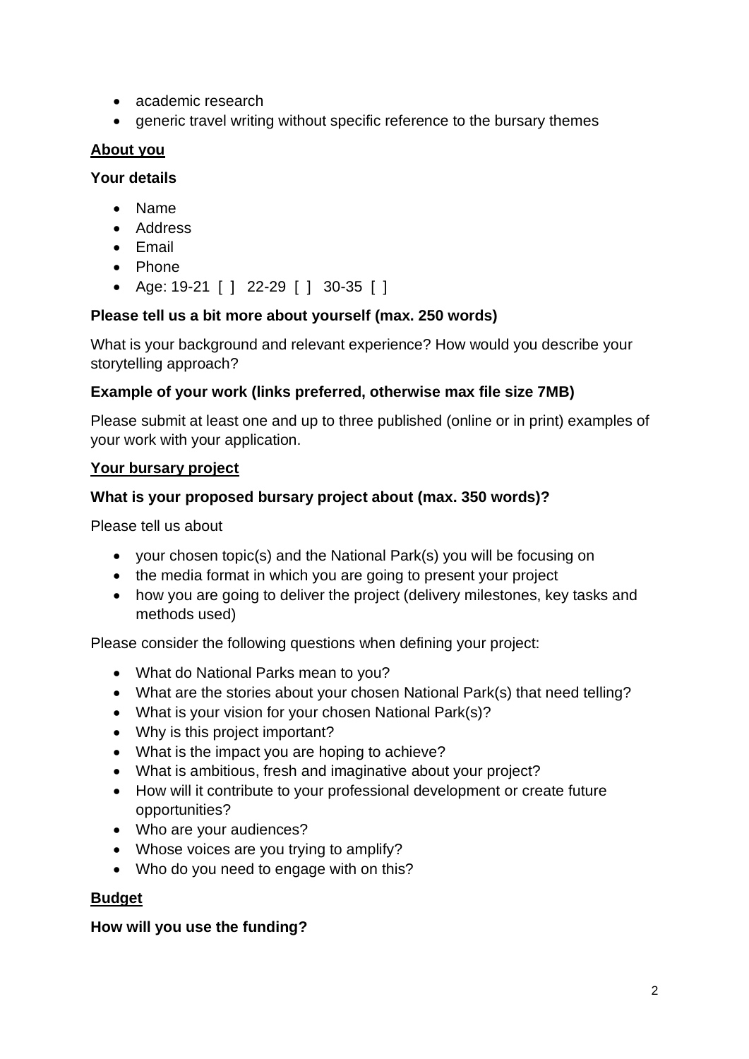- academic research
- generic travel writing without specific reference to the bursary themes

## About you

### Your details

- Name
- Address
- Email
- Phone
- Age: 19-21 [ ] 22-29 [ ] 30-35 [ ]

### Please tell us a bit more about yourself (max. 250 words)

What is your background and relevant experience? How would you describe your storytelling approach?

### Example of your work (links preferred, otherwise max file size 7MB)

Please submit at least one and up to three published (online or in print) examples of your work with your application.

## Your bursary project

### What is your proposed bursary project about (max. 350 words)?

Please tell us about

- your chosen topic(s) and the National Park(s) you will be focusing on
- the media format in which you are going to present your project
- how you are going to deliver the project (delivery milestones, key tasks and methods used)

Please consider the following questions when defining your project:

- What do National Parks mean to you?
- What are the stories about your chosen National Park(s) that need telling?
- What is your vision for your chosen National Park(s)?
- Why is this project important?
- What is the impact you are hoping to achieve?
- What is ambitious, fresh and imaginative about your project?
- How will it contribute to your professional development or create future opportunities?
- Who are your audiences?
- Whose voices are you trying to amplify?
- Who do you need to engage with on this?

## Budget

### How will you use the funding?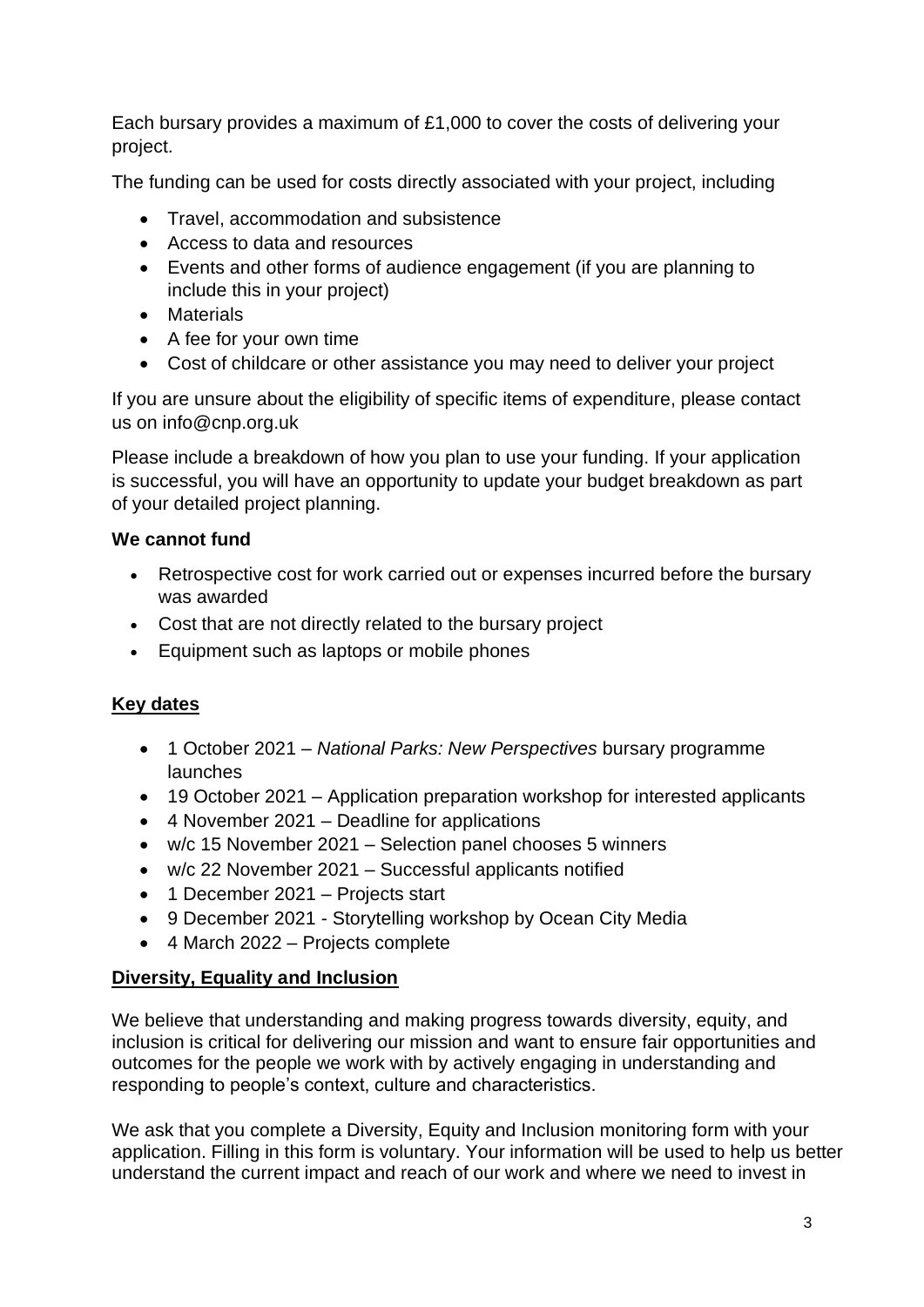Each bursary provides a maximum of £1,000 to cover the costs of delivering your project.

The funding can be used for costs directly associated with your project, including

- Travel, accommodation and subsistence
- Access to data and resources
- Events and other forms of audience engagement (if you are planning to include this in your project)
- Materials
- A fee for your own time
- Cost of childcare or other assistance you may need to deliver your project

If you are unsure about the eligibility of specific items of expenditure, please contact us on info@cnp.org.uk

Please include a breakdown of how you plan to use your funding. If your application is successful, you will have an opportunity to update your budget breakdown as part of your detailed project planning.

**We cannot fund**

- Retrospective cost for work carried out or expenses incurred before the bursary was awarded
- Cost that are not directly related to the bursary project
- Equipment such as laptops or mobile phones

## Key dates

- 1 October 2021 – *National Parks: New Perspectives* bursary programme launches
- 19 October 2021 – Application preparation workshop for interested applicants
- 4 November 2021 – Deadline for applications
- w/c 15 November 2021 – Selection panel chooses 5 winners
- w/c 22 November 2021 – Successful applicants notified
- 1 December 2021 – Projects start
- 9 December 2021 - Storytelling workshop by Ocean City Media
- 4 March 2022 – Projects complete

## Diversity, Equality and Inclusion

We believe that understanding and making progress towards diversity, equity, and inclusion is critical for delivering our mission and want to ensure fair opportunities and outcomes for the people we work with by actively engaging in understanding and responding to people's context, culture and characteristics.

We ask that you complete a Diversity, Equity and Inclusion monitoring form with your application. Filling in this form is voluntary. Your information will be used to help us better understand the current impact and reach of our work and where we need to invest in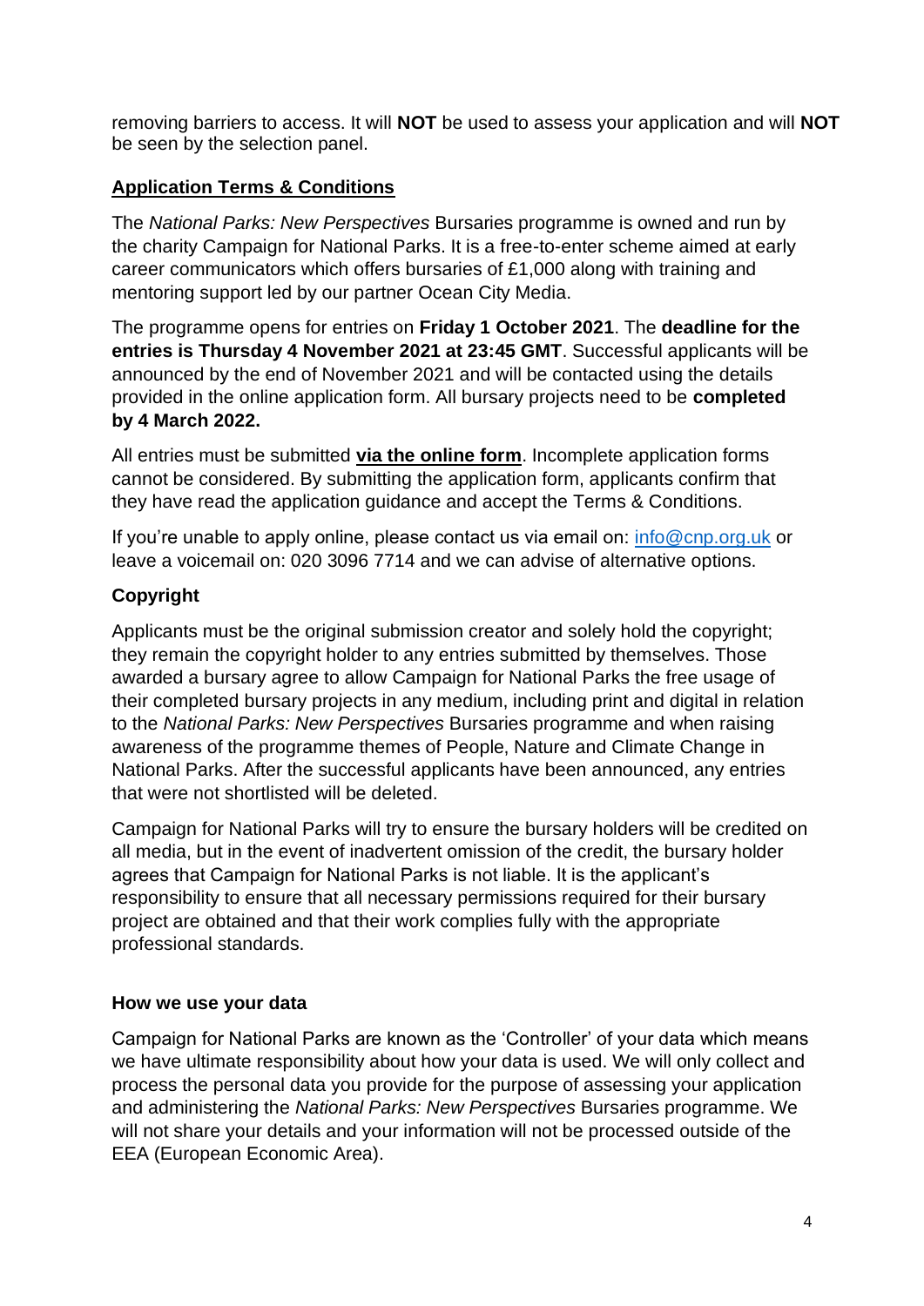removing barriers to access. It will **NOT** be used to assess your application and will **NOT** be seen by the selection panel.

## Application Terms & Conditions

The *National Parks: New Perspectives* Bursaries programme is owned and run by the charity Campaign for National Parks. It is a free-to-enter scheme aimed at early career communicators which offers bursaries of £1,000 along with training and mentoring support led by our partner Ocean City Media.

The programme opens for entries on **Friday 1 October 2021**. The **deadline for the entries is Thursday 4 November 2021 at 23:45 GMT**. Successful applicants will be announced by the end of November 2021 and will be contacted using the details provided in the online application form. All bursary projects need to be **completed by 4 March 2022.**

All entries must be submitted **via the online form**. Incomplete application forms cannot be considered. By submitting the application form, applicants confirm that they have read the application guidance and accept the Terms & Conditions.

If you're unable to apply online, please contact us via email on: info@cnp.org.uk or leave a voicemail on: 020 3096 7714 and we can advise of alternative options.

### Copyright

Applicants must be the original submission creator and solely hold the copyright; they remain the copyright holder to any entries submitted by themselves. Those awarded a bursary agree to allow Campaign for National Parks the free usage of their completed bursary projects in any medium, including print and digital in relation to the *National Parks: New Perspectives* Bursaries programme and when raising awareness of the programme themes of People, Nature and Climate Change in National Parks. After the successful applicants have been announced, any entries that were not shortlisted will be deleted.

Campaign for National Parks will try to ensure the bursary holders will be credited on all media, but in the event of inadvertent omission of the credit, the bursary holder agrees that Campaign for National Parks is not liable. It is the applicant's responsibility to ensure that all necessary permissions required for their bursary project are obtained and that their work complies fully with the appropriate professional standards.

### How we use your data

Campaign for National Parks are known as the 'Controller' of your data which means we have ultimate responsibility about how your data is used. We will only collect and process the personal data you provide for the purpose of assessing your application and administering the *National Parks: New Perspectives* Bursaries programme. We will not share your details and your information will not be processed outside of the EEA (European Economic Area).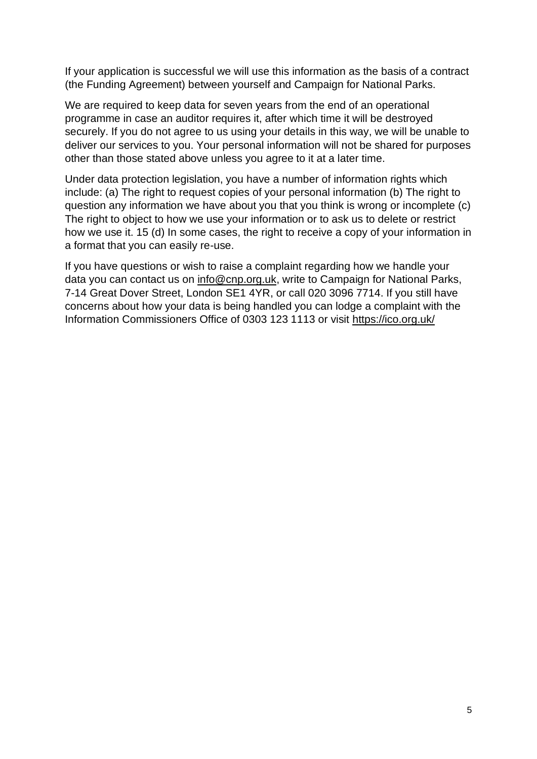If your application is successful we will use this information as the basis of a contract (the Funding Agreement) between yourself and Campaign for National Parks.

We are required to keep data for seven years from the end of an operational programme in case an auditor requires it, after which time it will be destroyed securely. If you do not agree to us using your details in this way, we will be unable to deliver our services to you. Your personal information will not be shared for purposes other than those stated above unless you agree to it at a later time.

Under data protection legislation, you have a number of information rights which include: (a) The right to request copies of your personal information (b) The right to question any information we have about you that you think is wrong or incomplete (c) The right to object to how we use your information or to ask us to delete or restrict how we use it. 15 (d) In some cases, the right to receive a copy of your information in a format that you can easily re-use.

If you have questions or wish to raise a complaint regarding how we handle your data you can contact us on [info@cnp.org.uk](mailto:info@cnp.org.uk), write to Campaign for National Parks, 7-14 Great Dover Street, London SE1 4YR, or call 020 3096 7714. If you still have concerns about how your data is being handled you can lodge a complaint with the Information Commissioners Office of 0303 123 1113 or visit [https://ico.org.uk/](https://ico.org.uk/)